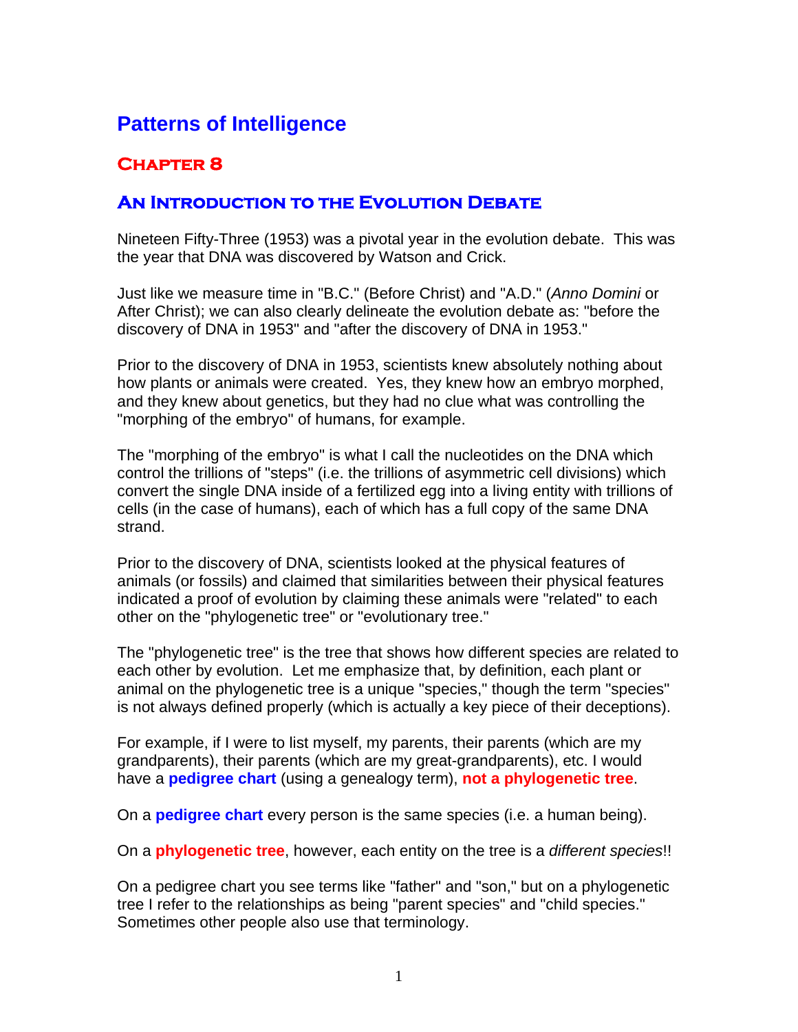# Patterns of Intelligence

## Chapter 8

## An Introduction to the Evolution Debate

Nineteen Fifty-Three (1953) was a pivotal year in the evolution debate. This was the year that DNA was discovered by Watson and Crick.

Just like we measure time in "B.C." (Before Christ) and "A.D." (*Anno Domini* or After Christ); we can also clearly delineate the evolution debate as: "before the discovery of DNA in 1953" and "after the discovery of DNA in 1953."

Prior to the discovery of DNA in 1953, scientists knew absolutely nothing about how plants or animals were created. Yes, they knew how an embryo morphed, and they knew about genetics, but they had no clue what was controlling the "morphing of the embryo" of humans, for example.

The "morphing of the embryo" is what I call the nucleotides on the DNA which control the trillions of "steps" (i.e. the trillions of asymmetric cell divisions) which convert the single DNA inside of a fertilized egg into a living entity with trillions of cells (in the case of humans), each of which has a full copy of the same DNA strand.

Prior to the discovery of DNA, scientists looked at the physical features of animals (or fossils) and claimed that similarities between their physical features indicated a proof of evolution by claiming these animals were "related" to each other on the "phylogenetic tree" or "evolutionary tree."

The "phylogenetic tree" is the tree that shows how different species are related to each other by evolution. Let me emphasize that, by definition, each plant or animal on the phylogenetic tree is a unique "species," though the term "species" is not always defined properly (which is actually a key piece of their deceptions).

For example, if I were to list myself, my parents, their parents (which are my grandparents), their parents (which are my great-grandparents), etc. I would have a **pedigree chart** (using a genealogy term), **not a phylogenetic tree**.

On a **pedigree chart** every person is the same species (i.e. a human being).

On a **phylogenetic tree**, however, each entity on the tree is a *different species*!!

On a pedigree chart you see terms like "father" and "son," but on a phylogenetic tree I refer to the relationships as being "parent species" and "child species." Sometimes other people also use that terminology.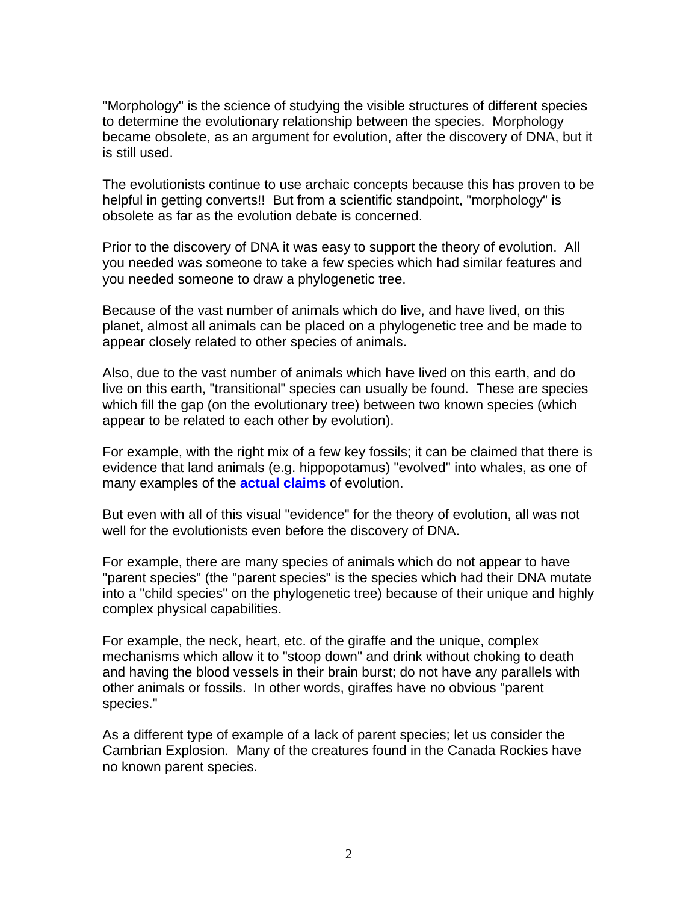"Morphology" is the science of studying the visible structures of different species to determine the evolutionary relationship between the species. Morphology became obsolete, as an argument for evolution, after the discovery of DNA, but it is still used.

The evolutionists continue to use archaic concepts because this has proven to be helpful in getting converts!! But from a scientific standpoint, "morphology" is obsolete as far as the evolution debate is concerned.

Prior to the discovery of DNA it was easy to support the theory of evolution. All you needed was someone to take a few species which had similar features and you needed someone to draw a phylogenetic tree.

Because of the vast number of animals which do live, and have lived, on this planet, almost all animals can be placed on a phylogenetic tree and be made to appear closely related to other species of animals.

Also, due to the vast number of animals which have lived on this earth, and do live on this earth, "transitional" species can usually be found. These are species which fill the gap (on the evolutionary tree) between two known species (which appear to be related to each other by evolution).

For example, with the right mix of a few key fossils; it can be claimed that there is evidence that land animals (e.g. hippopotamus) "evolved" into whales, as one of many examples of the **actual claims** of evolution.

But even with all of this visual "evidence" for the theory of evolution, all was not well for the evolutionists even before the discovery of DNA.

For example, there are many species of animals which do not appear to have "parent species" (the "parent species" is the species which had their DNA mutate into a "child species" on the phylogenetic tree) because of their unique and highly complex physical capabilities.

For example, the neck, heart, etc. of the giraffe and the unique, complex mechanisms which allow it to "stoop down" and drink without choking to death and having the blood vessels in their brain burst; do not have any parallels with other animals or fossils. In other words, giraffes have no obvious "parent species."

As a different type of example of a lack of parent species; let us consider the Cambrian Explosion. Many of the creatures found in the Canada Rockies have no known parent species.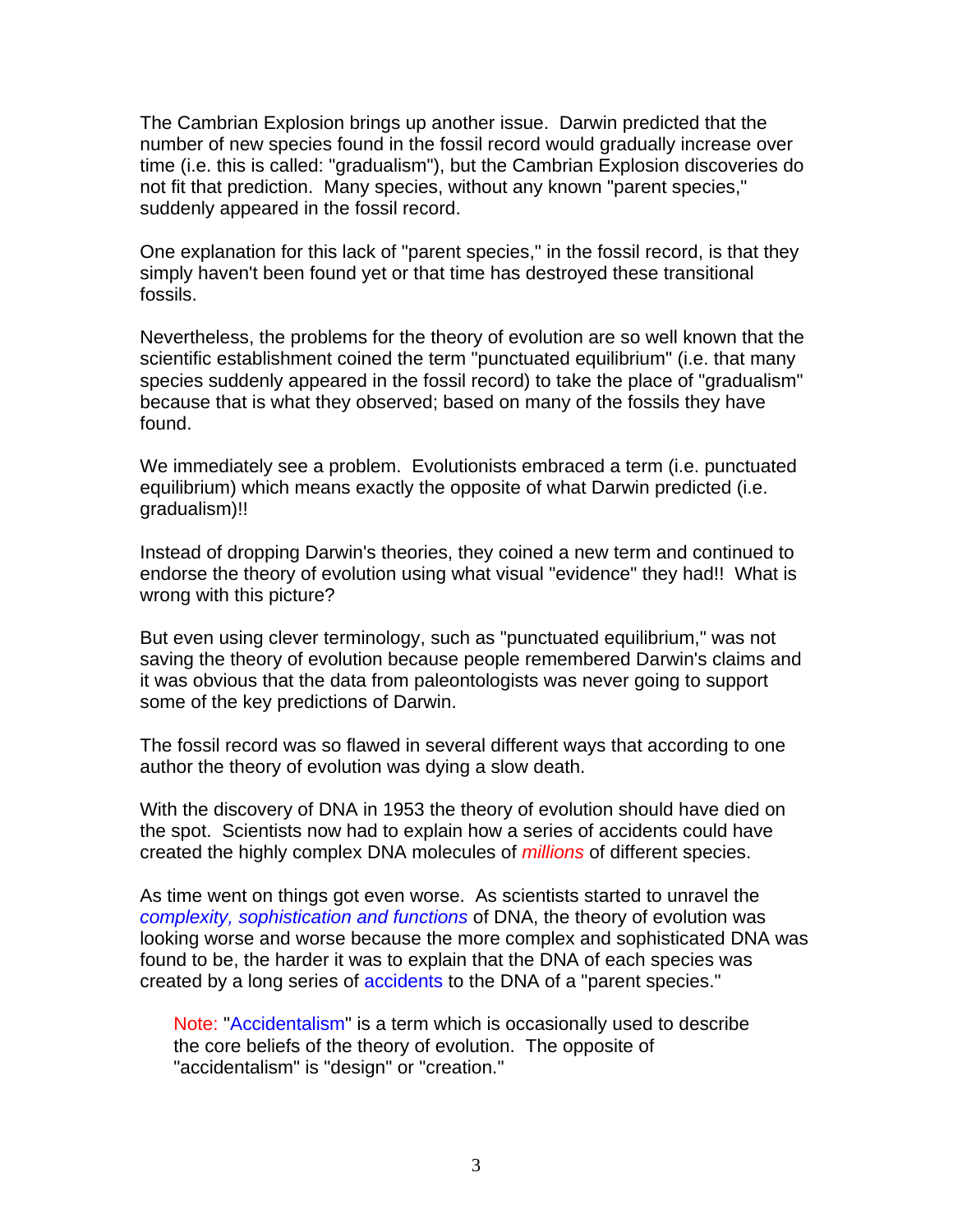The Cambrian Explosion brings up another issue. Darwin predicted that the number of new species found in the fossil record would gradually increase over time (i.e. this is called: "gradualism"), but the Cambrian Explosion discoveries do not fit that prediction. Many species, without any known "parent species," suddenly appeared in the fossil record.

One explanation for this lack of "parent species," in the fossil record, is that they simply haven't been found yet or that time has destroyed these transitional fossils.

Nevertheless, the problems for the theory of evolution are so well known that the scientific establishment coined the term "punctuated equilibrium" (i.e. that many species suddenly appeared in the fossil record) to take the place of "gradualism" because that is what they observed; based on many of the fossils they have found.

We immediately see a problem. Evolutionists embraced a term (i.e. punctuated equilibrium) which means exactly the opposite of what Darwin predicted (i.e. gradualism)!!

Instead of dropping Darwin's theories, they coined a new term and continued to endorse the theory of evolution using what visual "evidence" they had!! What is wrong with this picture?

But even using clever terminology, such as "punctuated equilibrium," was not saving the theory of evolution because people remembered Darwin's claims and it was obvious that the data from paleontologists was never going to support some of the key predictions of Darwin.

The fossil record was so flawed in several different ways that according to one author the theory of evolution was dying a slow death.

With the discovery of DNA in 1953 the theory of evolution should have died on the spot. Scientists now had to explain how a series of accidents could have created the highly complex DNA molecules of *millions* of different species.

As time went on things got even worse. As scientists started to unravel the *complexity, sophistication and functions* of DNA, the theory of evolution was looking worse and worse because the more complex and sophisticated DNA was found to be, the harder it was to explain that the DNA of each species was created by a long series of accidents to the DNA of a "parent species."

> Note: "Accidentalism" is a term which is occasionally used to describe the core beliefs of the theory of evolution. The opposite of "accidentalism" is "design" or "creation."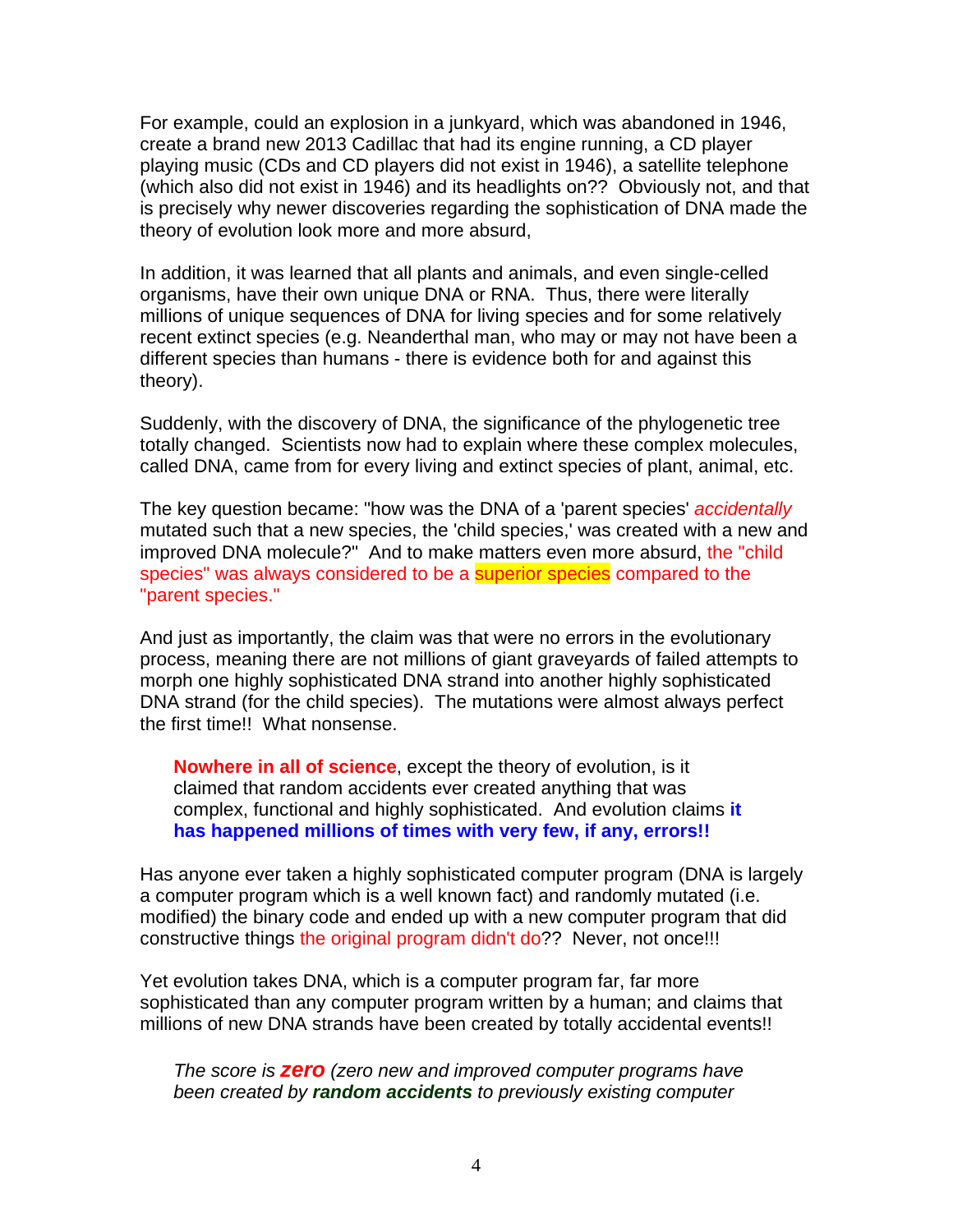For example, could an explosion in a junkyard, which was abandoned in 1946, create a brand new 2013 Cadillac that had its engine running, a CD player playing music (CDs and CD players did not exist in 1946), a satellite telephone (which also did not exist in 1946) and its headlights on?? Obviously not, and that is precisely why newer discoveries regarding the sophistication of DNA made the theory of evolution look more and more absurd,

In addition, it was learned that all plants and animals, and even single-celled organisms, have their own unique DNA or RNA. Thus, there were literally millions of unique sequences of DNA for living species and for some relatively recent extinct species (e.g. Neanderthal man, who may or may not have been a different species than humans - there is evidence both for and against this theory).

Suddenly, with the discovery of DNA, the significance of the phylogenetic tree totally changed. Scientists now had to explain where these complex molecules, called DNA, came from for every living and extinct species of plant, animal, etc.

The key question became: "how was the DNA of a 'parent species' *accidentally* mutated such that a new species, the 'child species,' was created with a new and improved DNA molecule?" And to make matters even more absurd, the "child species" was always considered to be a superior species compared to the "parent species."

And just as importantly, the claim was that were no errors in the evolutionary process, meaning there are not millions of giant graveyards of failed attempts to morph one highly sophisticated DNA strand into another highly sophisticated DNA strand (for the child species). The mutations were almost always perfect the first time!! What nonsense.

> **Nowhere in all of science**, except the theory of evolution, is it claimed that random accidents ever created anything that was complex, functional and highly sophisticated. And evolution claims **it has happened millions of times with very few, if any, errors!!**

Has anyone ever taken a highly sophisticated computer program (DNA is largely a computer program which is a well known fact) and randomly mutated (i.e. modified) the binary code and ended up with a new computer program that did constructive things the original program didn't do?? Never, not once!!!

Yet evolution takes DNA, which is a computer program far, far more sophisticated than any computer program written by a human; and claims that millions of new DNA strands have been created by totally accidental events!!

> *The score is **zero** (zero new and improved computer programs have been created by **random accidents** to previously existing computer*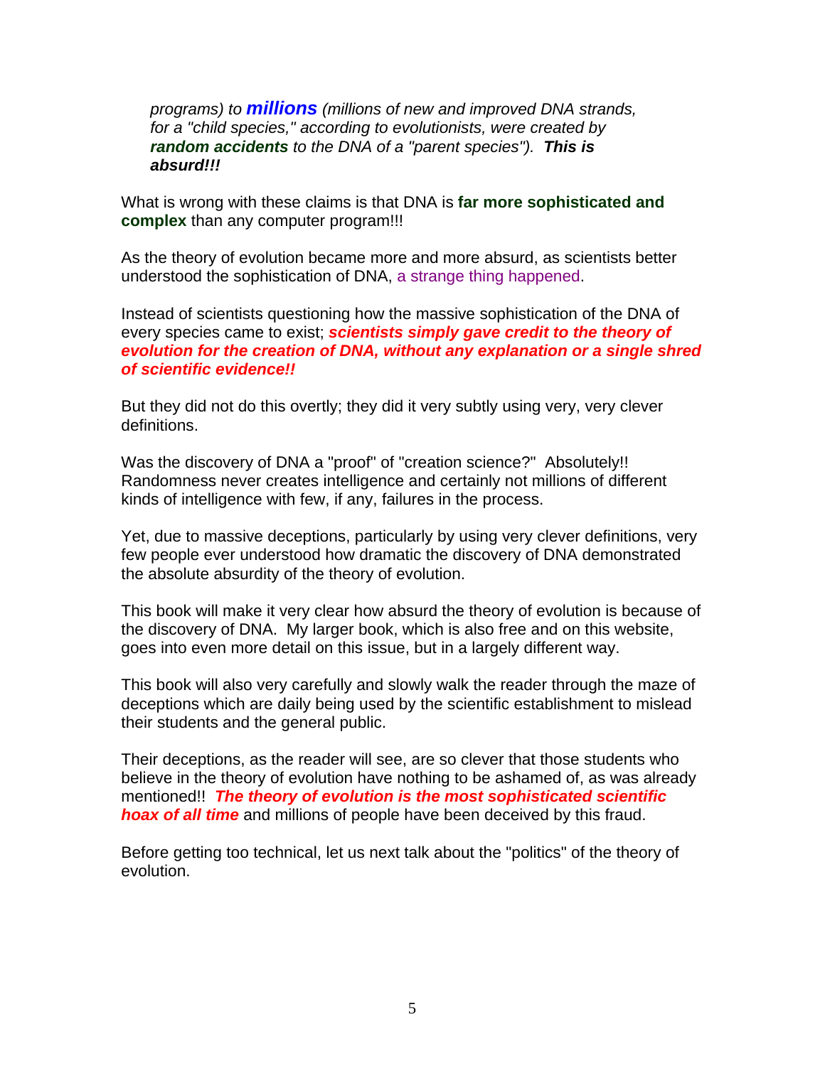*programs) to* ***millions*** *(millions of new and improved DNA strands, for a "child species," according to evolutionists, were created by* ***random accidents*** *to the DNA of a "parent species").* ***This is absurd!!!***

What is wrong with these claims is that DNA is **far more sophisticated and complex** than any computer program!!!

As the theory of evolution became more and more absurd, as scientists better understood the sophistication of DNA, a strange thing happened.

Instead of scientists questioning how the massive sophistication of the DNA of every species came to exist; ***scientists simply gave credit to the theory of evolution for the creation of DNA, without any explanation or a single shred of scientific evidence!!***

But they did not do this overtly; they did it very subtly using very, very clever definitions.

Was the discovery of DNA a "proof" of "creation science?" Absolutely!! Randomness never creates intelligence and certainly not millions of different kinds of intelligence with few, if any, failures in the process.

Yet, due to massive deceptions, particularly by using very clever definitions, very few people ever understood how dramatic the discovery of DNA demonstrated the absolute absurdity of the theory of evolution.

This book will make it very clear how absurd the theory of evolution is because of the discovery of DNA. My larger book, which is also free and on this website, goes into even more detail on this issue, but in a largely different way.

This book will also very carefully and slowly walk the reader through the maze of deceptions which are daily being used by the scientific establishment to mislead their students and the general public.

Their deceptions, as the reader will see, are so clever that those students who believe in the theory of evolution have nothing to be ashamed of, as was already mentioned!! ***The theory of evolution is the most sophisticated scientific hoax of all time*** and millions of people have been deceived by this fraud.

Before getting too technical, let us next talk about the "politics" of the theory of evolution.